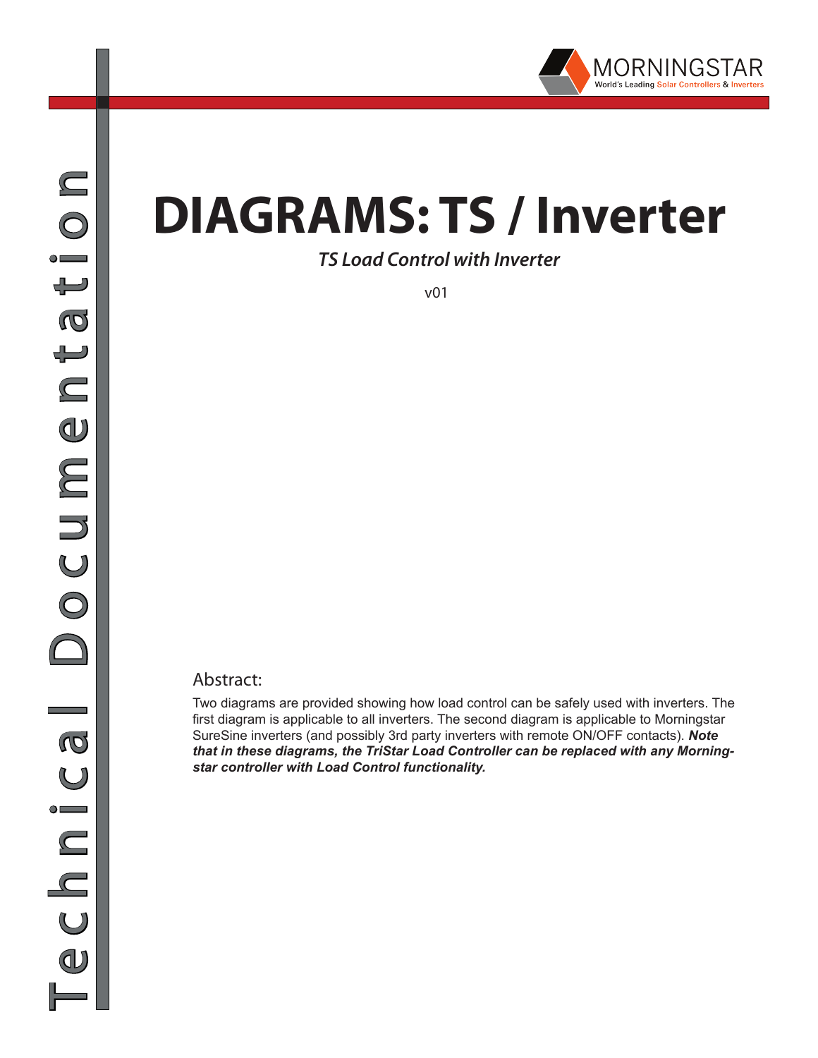# DIAGRAMS: TS / Inverter

***TS Load Control with Inverter***

v01

## Abstract:

Two diagrams are provided showing how load control can be safely used with inverters. The first diagram is applicable to all inverters. The second diagram is applicable to Morningstar SureSine inverters (and possibly 3rd party inverters with remote ON/OFF contacts). ***Note that in these diagrams, the TriStar Load Controller can be replaced with any Morningstar controller with Load Control functionality.***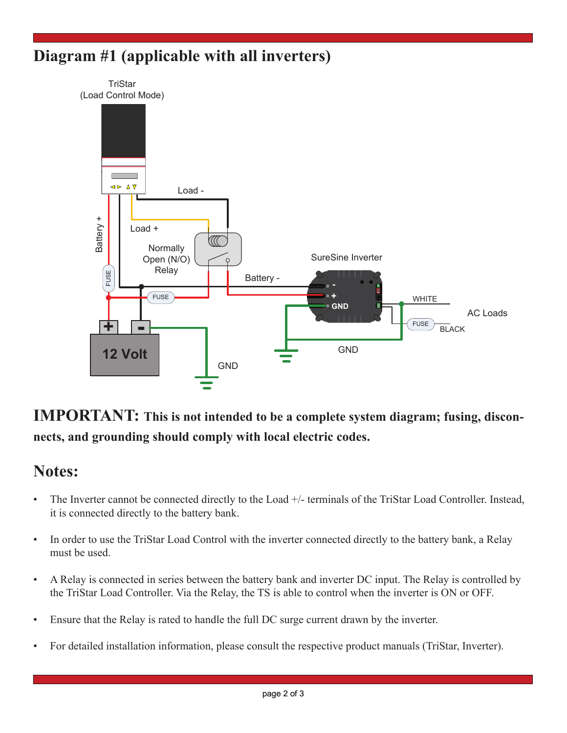# Diagram #1 (applicable with all inverters)

**IMPORTANT: This is not intended to be a complete system diagram; fusing, disconnects, and grounding should comply with local electric codes.**

## Notes:

- The Inverter cannot be connected directly to the Load +/- terminals of the TriStar Load Controller. Instead, it is connected directly to the battery bank.
- In order to use the TriStar Load Control with the inverter connected directly to the battery bank, a Relay must be used.
- A Relay is connected in series between the battery bank and inverter DC input. The Relay is controlled by the TriStar Load Controller. Via the Relay, the TS is able to control when the inverter is ON or OFF.
- Ensure that the Relay is rated to handle the full DC surge current drawn by the inverter.
- For detailed installation information, please consult the respective product manuals (TriStar, Inverter).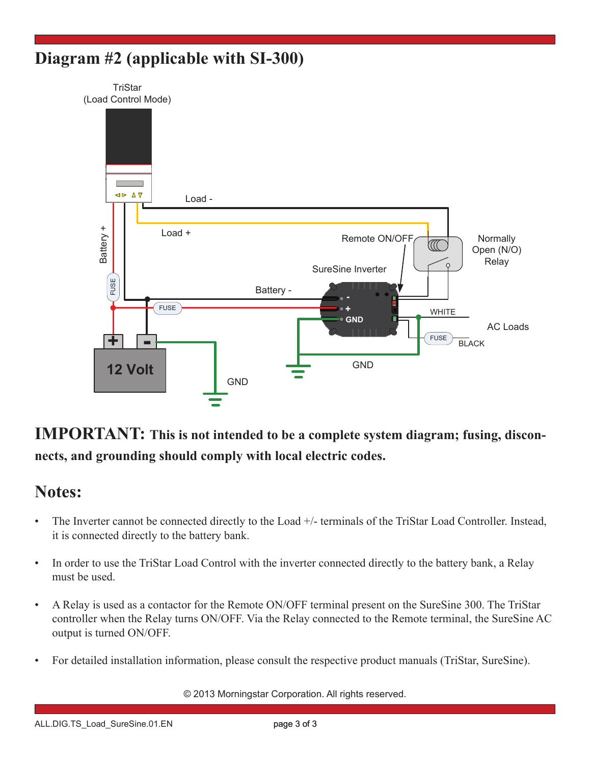## Diagram #2 (applicable with SI-300)

TriStar
(Load Control Mode)

Load -

Load +

Battery +

FUSE

FUSE

Battery -

Remote ON/OFF

SureSine Inverter

Normally
Open (N/O)
Relay

-

+

GND

WHITE

AC Loads

FUSE

BLACK

12 Volt

GND

GND

**IMPORTANT: This is not intended to be a complete system diagram; fusing, disconnects, and grounding should comply with local electric codes.**

## Notes:

- The Inverter cannot be connected directly to the Load +/- terminals of the TriStar Load Controller. Instead, it is connected directly to the battery bank.
- In order to use the TriStar Load Control with the inverter connected directly to the battery bank, a Relay must be used.
- A Relay is used as a contactor for the Remote ON/OFF terminal present on the SureSine 300. The TriStar controller when the Relay turns ON/OFF. Via the Relay connected to the Remote terminal, the SureSine AC output is turned ON/OFF.
- For detailed installation information, please consult the respective product manuals (TriStar, SureSine).

© 2013 Morningstar Corporation. All rights reserved.

ALL.DIG.TS_Load_SureSine.01.EN